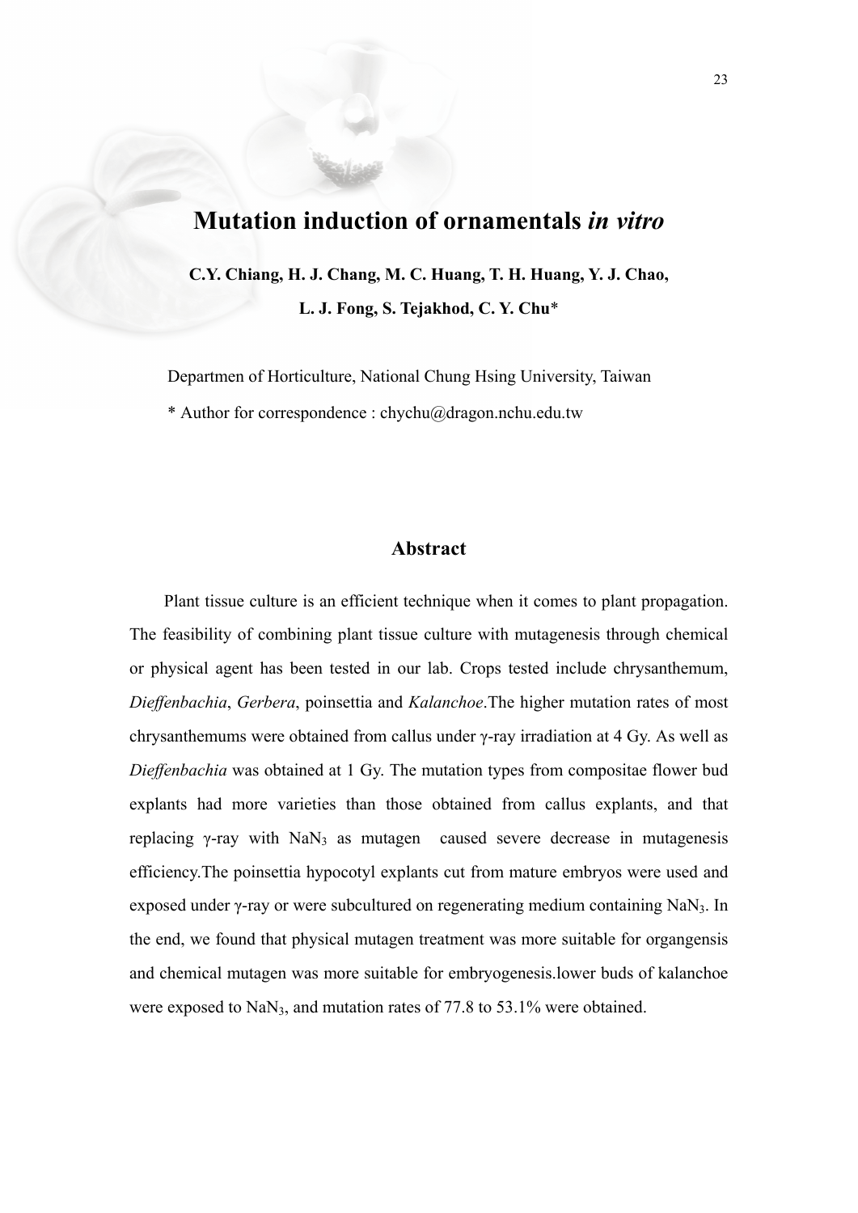# Mutation induction of ornamentals *in vitro*

**C.Y. Chiang, H. J. Chang, M. C. Huang, T. H. Huang, Y. J. Chao, L. J. Fong, S. Tejakhod, C. Y. Chu***

Departmen of Horticulture, National Chung Hsing University, Taiwan

\* Author for correspondence : chychu@dragon.nchu.edu.tw

## Abstract

Plant tissue culture is an efficient technique when it comes to plant propagation. The feasibility of combining plant tissue culture with mutagenesis through chemical or physical agent has been tested in our lab. Crops tested include chrysanthemum, *Dieffenbachia*, *Gerbera*, poinsettia and *Kalanchoe*.The higher mutation rates of most chrysanthemums were obtained from callus under γ-ray irradiation at 4 Gy. As well as *Dieffenbachia* was obtained at 1 Gy. The mutation types from compositae flower bud explants had more varieties than those obtained from callus explants, and that replacing γ-ray with $NaN_3$ as mutagen caused severe decrease in mutagenesis efficiency.The poinsettia hypocotyl explants cut from mature embryos were used and exposed under γ-ray or were subcultured on regenerating medium containing $NaN_3$. In the end, we found that physical mutagen treatment was more suitable for organgensis and chemical mutagen was more suitable for embryogenesis.lower buds of kalanchoe were exposed to $NaN_3$, and mutation rates of 77.8 to 53.1% were obtained.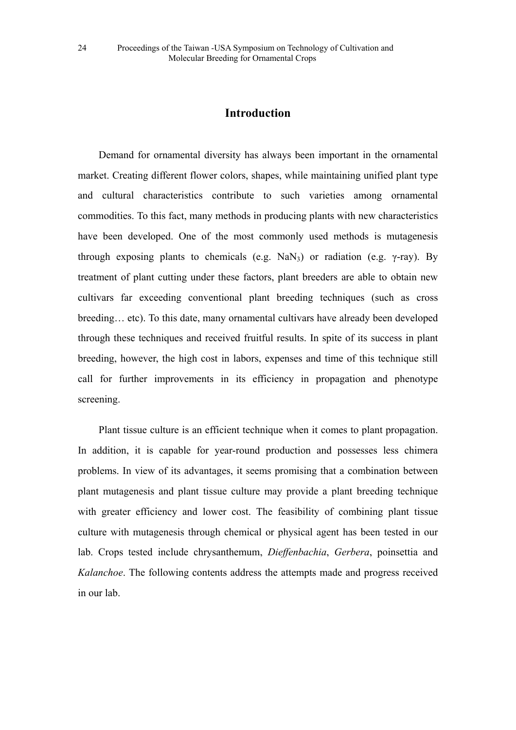## Introduction

Demand for ornamental diversity has always been important in the ornamental market. Creating different flower colors, shapes, while maintaining unified plant type and cultural characteristics contribute to such varieties among ornamental commodities. To this fact, many methods in producing plants with new characteristics have been developed. One of the most commonly used methods is mutagenesis through exposing plants to chemicals (e.g. $NaN_3$) or radiation (e.g. $\gamma$-ray). By treatment of plant cutting under these factors, plant breeders are able to obtain new cultivars far exceeding conventional plant breeding techniques (such as cross breeding… etc). To this date, many ornamental cultivars have already been developed through these techniques and received fruitful results. In spite of its success in plant breeding, however, the high cost in labors, expenses and time of this technique still call for further improvements in its efficiency in propagation and phenotype screening.

Plant tissue culture is an efficient technique when it comes to plant propagation. In addition, it is capable for year-round production and possesses less chimera problems. In view of its advantages, it seems promising that a combination between plant mutagenesis and plant tissue culture may provide a plant breeding technique with greater efficiency and lower cost. The feasibility of combining plant tissue culture with mutagenesis through chemical or physical agent has been tested in our lab. Crops tested include chrysanthemum, *Dieffenbachia*, *Gerbera*, poinsettia and *Kalanchoe*. The following contents address the attempts made and progress received in our lab.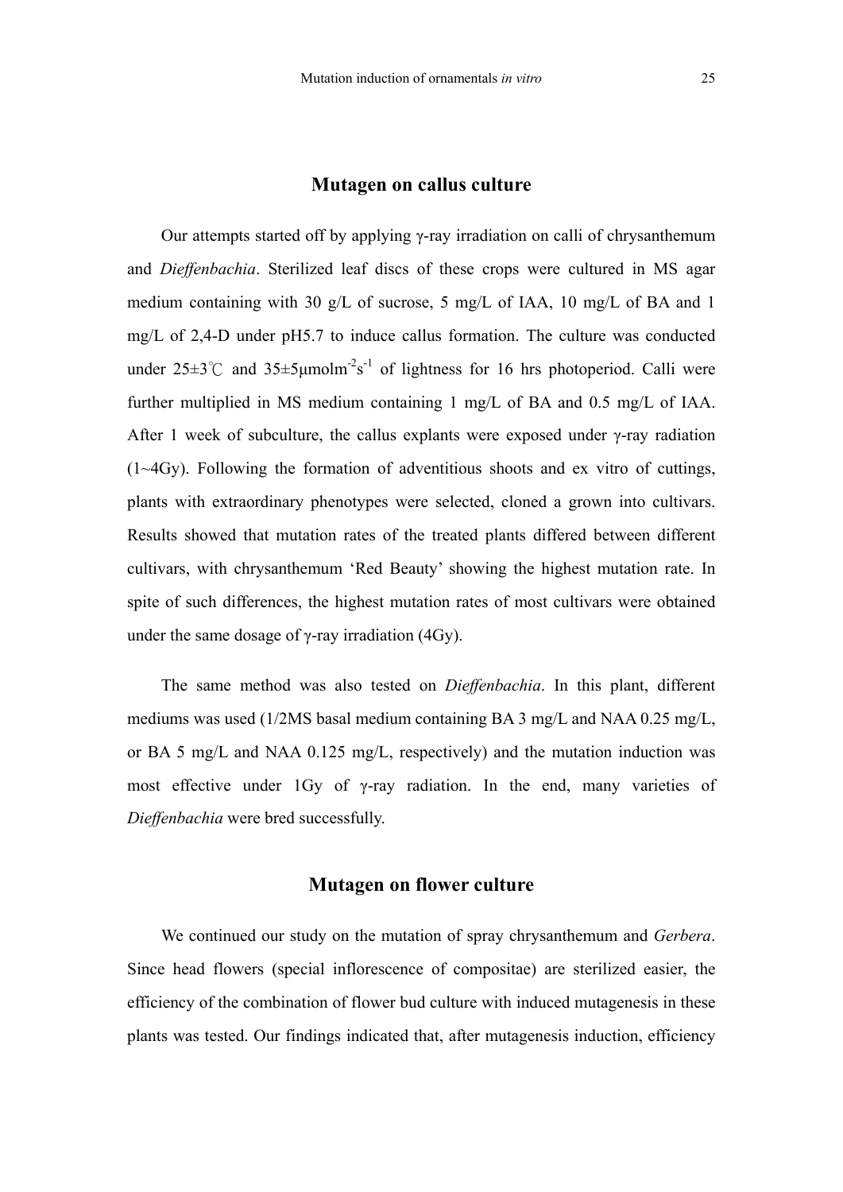## Mutagen on callus culture

Our attempts started off by applying γ-ray irradiation on calli of chrysanthemum and *Dieffenbachia*. Sterilized leaf discs of these crops were cultured in MS agar medium containing with 30 g/L of sucrose, 5 mg/L of IAA, 10 mg/L of BA and 1 mg/L of 2,4-D under pH5.7 to induce callus formation. The culture was conducted under 25±3℃ and 35±5μmol$m^{-2}s^{-1}$ of lightness for 16 hrs photoperiod. Calli were further multiplied in MS medium containing 1 mg/L of BA and 0.5 mg/L of IAA. After 1 week of subculture, the callus explants were exposed under γ-ray radiation (1~4Gy). Following the formation of adventitious shoots and ex vitro of cuttings, plants with extraordinary phenotypes were selected, cloned a grown into cultivars. Results showed that mutation rates of the treated plants differed between different cultivars, with chrysanthemum 'Red Beauty' showing the highest mutation rate. In spite of such differences, the highest mutation rates of most cultivars were obtained under the same dosage of γ-ray irradiation (4Gy).

The same method was also tested on *Dieffenbachia*. In this plant, different mediums was used (1/2MS basal medium containing BA 3 mg/L and NAA 0.25 mg/L, or BA 5 mg/L and NAA 0.125 mg/L, respectively) and the mutation induction was most effective under 1Gy of γ-ray radiation. In the end, many varieties of *Dieffenbachia* were bred successfully.

## Mutagen on flower culture

We continued our study on the mutation of spray chrysanthemum and *Gerbera*. Since head flowers (special inflorescence of compositae) are sterilized easier, the efficiency of the combination of flower bud culture with induced mutagenesis in these plants was tested. Our findings indicated that, after mutagenesis induction, efficiency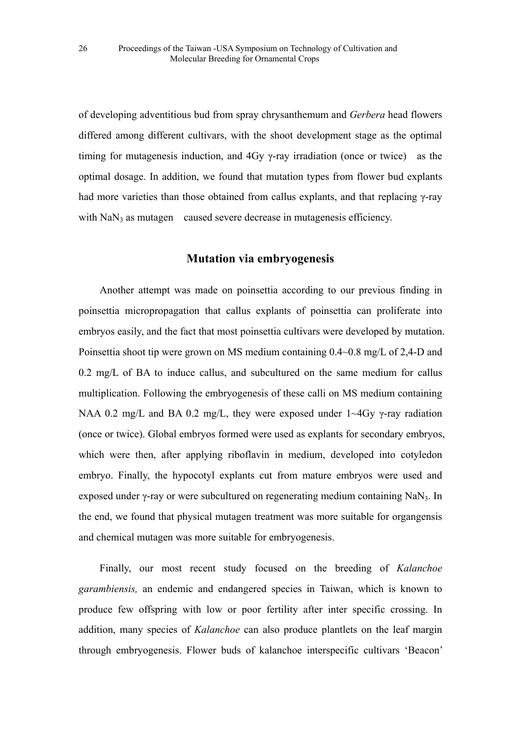of developing adventitious bud from spray chrysanthemum and *Gerbera* head flowers differed among different cultivars, with the shoot development stage as the optimal timing for mutagenesis induction, and 4Gy γ-ray irradiation (once or twice) as the optimal dosage. In addition, we found that mutation types from flower bud explants had more varieties than those obtained from callus explants, and that replacing γ-ray with $NaN_3$ as mutagen caused severe decrease in mutagenesis efficiency.

## Mutation via embryogenesis

Another attempt was made on poinsettia according to our previous finding in poinsettia micropropagation that callus explants of poinsettia can proliferate into embryos easily, and the fact that most poinsettia cultivars were developed by mutation. Poinsettia shoot tip were grown on MS medium containing 0.4~0.8 mg/L of 2,4-D and 0.2 mg/L of BA to induce callus, and subcultured on the same medium for callus multiplication. Following the embryogenesis of these calli on MS medium containing NAA 0.2 mg/L and BA 0.2 mg/L, they were exposed under 1~4Gy γ-ray radiation (once or twice). Global embryos formed were used as explants for secondary embryos, which were then, after applying riboflavin in medium, developed into cotyledon embryo. Finally, the hypocotyl explants cut from mature embryos were used and exposed under γ-ray or were subcultured on regenerating medium containing $NaN_3$. In the end, we found that physical mutagen treatment was more suitable for organgensis and chemical mutagen was more suitable for embryogenesis.

Finally, our most recent study focused on the breeding of *Kalanchoe garambiensis,* an endemic and endangered species in Taiwan, which is known to produce few offspring with low or poor fertility after inter specific crossing. In addition, many species of *Kalanchoe* can also produce plantlets on the leaf margin through embryogenesis. Flower buds of kalanchoe interspecific cultivars 'Beacon'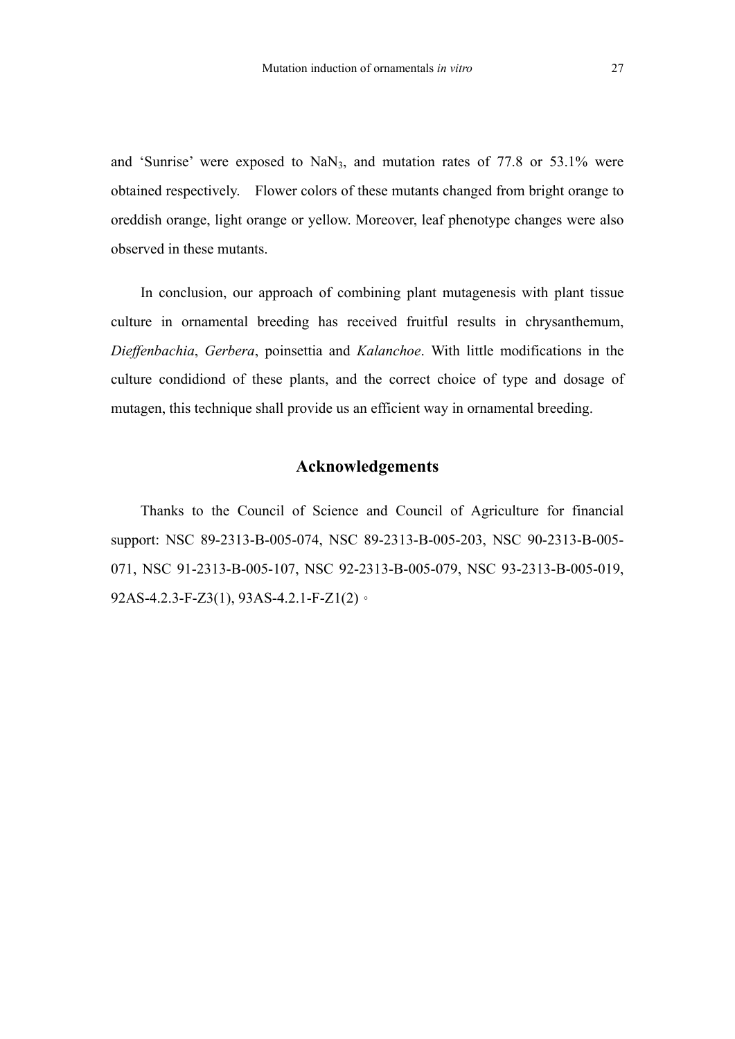and 'Sunrise' were exposed to $NaN_3$, and mutation rates of 77.8 or 53.1% were obtained respectively. Flower colors of these mutants changed from bright orange to oreddish orange, light orange or yellow. Moreover, leaf phenotype changes were also observed in these mutants.

In conclusion, our approach of combining plant mutagenesis with plant tissue culture in ornamental breeding has received fruitful results in chrysanthemum, *Dieffenbachia*, *Gerbera*, poinsettia and *Kalanchoe*. With little modifications in the culture condidiond of these plants, and the correct choice of type and dosage of mutagen, this technique shall provide us an efficient way in ornamental breeding.

## Acknowledgements

Thanks to the Council of Science and Council of Agriculture for financial support: NSC 89-2313-B-005-074, NSC 89-2313-B-005-203, NSC 90-2313-B-005-071, NSC 91-2313-B-005-107, NSC 92-2313-B-005-079, NSC 93-2313-B-005-019, 92AS-4.2.3-F-Z3(1), 93AS-4.2.1-F-Z1(2)。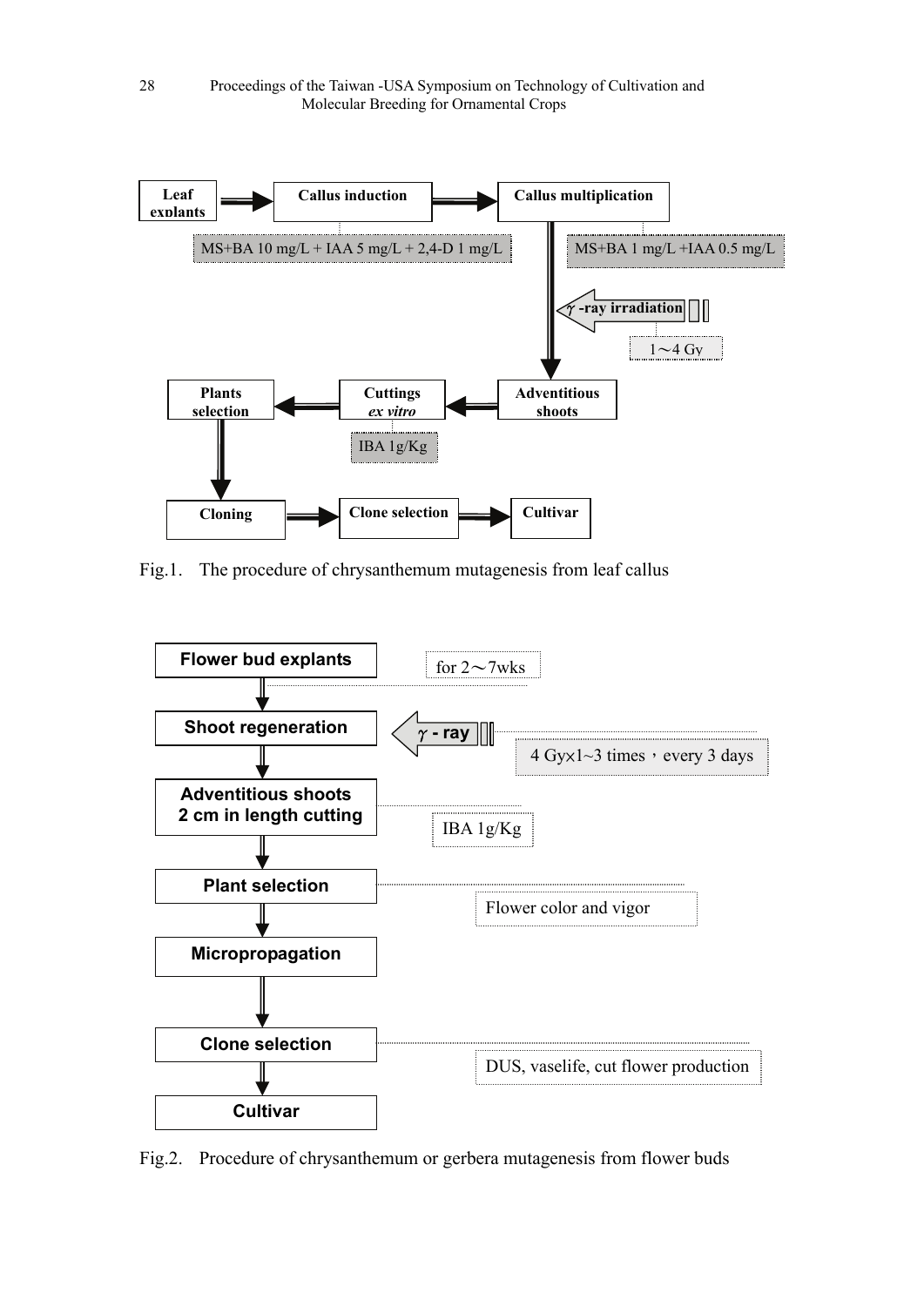Leaf explants → Callus induction → Callus multiplication

MS+BA 10 mg/L + IAA 5 mg/L + 2,4-D 1 mg/L

MS+BA 1 mg/L +IAA 0.5 mg/L

γ -ray irradiation

1～4 Gy

Adventitious shoots → Cuttings *ex vitro* → Plants selection

IBA 1g/Kg

Cloning → Clone selection → Cultivar

Fig.1. The procedure of chrysanthemum mutagenesis from leaf callus

**Flower bud explants** — for 2～7wks

**Shoot regeneration** — γ - ray: 4 Gy×1~3 times，every 3 days

**Adventitious shoots 2 cm in length cutting** — IBA 1g/Kg

**Plant selection** — Flower color and vigor

**Micropropagation**

**Clone selection** — DUS, vaselife, cut flower production

**Cultivar**

Fig.2. Procedure of chrysanthemum or gerbera mutagenesis from flower buds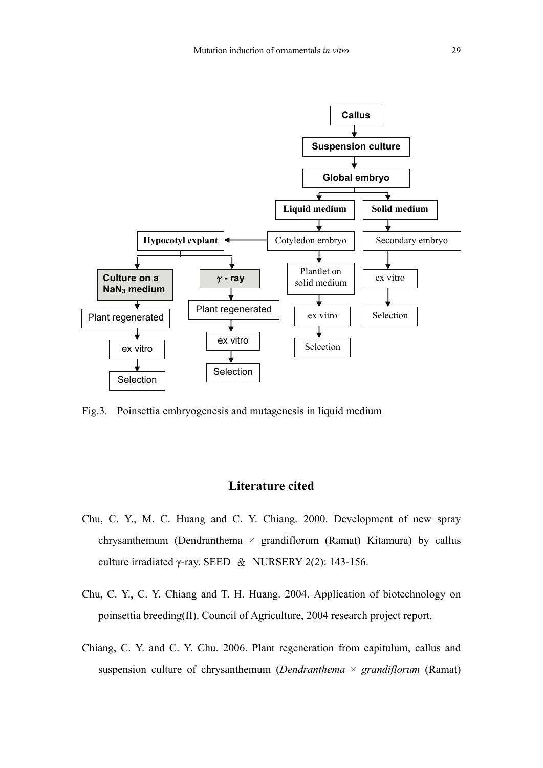- Callus
  - Suspension culture
    - Global embryo
      - **Liquid medium** → Cotyledon embryo
        - → **Hypocotyl explant**
          - **Culture on a $NaN_3$ medium** → Plant regenerated → ex vitro → Selection
          - **$\gamma$ - ray** → Plant regenerated → ex vitro → Selection
        - → Plantlet on solid medium → ex vitro → Selection
      - **Solid medium** → Secondary embryo → ex vitro → Selection

Fig.3. Poinsettia embryogenesis and mutagenesis in liquid medium

## Literature cited

Chu, C. Y., M. C. Huang and C. Y. Chiang. 2000. Development of new spray chrysanthemum (Dendranthema × grandiflorum (Ramat) Kitamura) by callus culture irradiated γ-ray. SEED & NURSERY 2(2): 143-156.

Chu, C. Y., C. Y. Chiang and T. H. Huang. 2004. Application of biotechnology on poinsettia breeding(II). Council of Agriculture, 2004 research project report.

Chiang, C. Y. and C. Y. Chu. 2006. Plant regeneration from capitulum, callus and suspension culture of chrysanthemum (*Dendranthema × grandiflorum* (Ramat)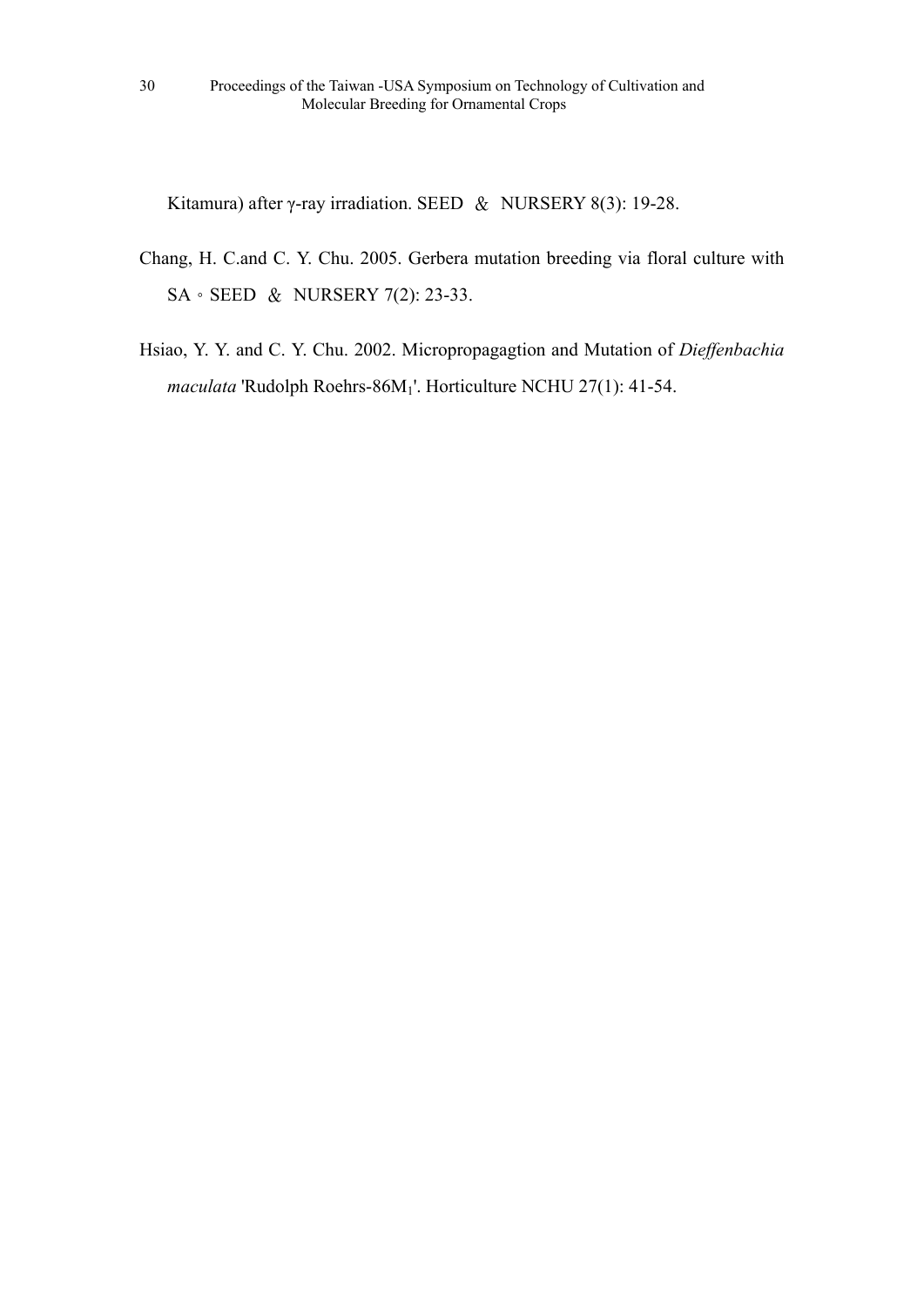Kitamura) after γ-ray irradiation. SEED ＆ NURSERY 8(3): 19-28.

Chang, H. C.and C. Y. Chu. 2005. Gerbera mutation breeding via floral culture with SA。SEED ＆ NURSERY 7(2): 23-33.

Hsiao, Y. Y. and C. Y. Chu. 2002. Micropropagagtion and Mutation of *Dieffenbachia maculata* 'Rudolph Roehrs-86$M_1$'. Horticulture NCHU 27(1): 41-54.